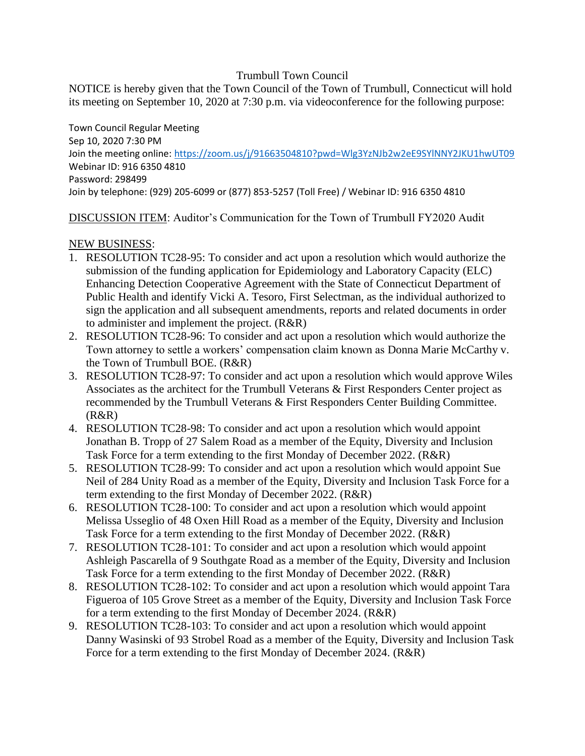# Trumbull Town Council

NOTICE is hereby given that the Town Council of the Town of Trumbull, Connecticut will hold its meeting on September 10, 2020 at 7:30 p.m. via videoconference for the following purpose:

Town Council Regular Meeting
Sep 10, 2020 7:30 PM
Join the meeting online: https://zoom.us/j/91663504810?pwd=Wlg3YzNJb2w2eE9SYlNNY2JKU1hwUT09
Webinar ID: 916 6350 4810
Password: 298499
Join by telephone: (929) 205-6099 or (877) 853-5257 (Toll Free) / Webinar ID: 916 6350 4810

DISCUSSION ITEM: Auditor's Communication for the Town of Trumbull FY2020 Audit

NEW BUSINESS:

1. RESOLUTION TC28-95: To consider and act upon a resolution which would authorize the submission of the funding application for Epidemiology and Laboratory Capacity (ELC) Enhancing Detection Cooperative Agreement with the State of Connecticut Department of Public Health and identify Vicki A. Tesoro, First Selectman, as the individual authorized to sign the application and all subsequent amendments, reports and related documents in order to administer and implement the project. (R&R)
2. RESOLUTION TC28-96: To consider and act upon a resolution which would authorize the Town attorney to settle a workers' compensation claim known as Donna Marie McCarthy v. the Town of Trumbull BOE. (R&R)
3. RESOLUTION TC28-97: To consider and act upon a resolution which would approve Wiles Associates as the architect for the Trumbull Veterans & First Responders Center project as recommended by the Trumbull Veterans & First Responders Center Building Committee. (R&R)
4. RESOLUTION TC28-98: To consider and act upon a resolution which would appoint Jonathan B. Tropp of 27 Salem Road as a member of the Equity, Diversity and Inclusion Task Force for a term extending to the first Monday of December 2022. (R&R)
5. RESOLUTION TC28-99: To consider and act upon a resolution which would appoint Sue Neil of 284 Unity Road as a member of the Equity, Diversity and Inclusion Task Force for a term extending to the first Monday of December 2022. (R&R)
6. RESOLUTION TC28-100: To consider and act upon a resolution which would appoint Melissa Usseglio of 48 Oxen Hill Road as a member of the Equity, Diversity and Inclusion Task Force for a term extending to the first Monday of December 2022. (R&R)
7. RESOLUTION TC28-101: To consider and act upon a resolution which would appoint Ashleigh Pascarella of 9 Southgate Road as a member of the Equity, Diversity and Inclusion Task Force for a term extending to the first Monday of December 2022. (R&R)
8. RESOLUTION TC28-102: To consider and act upon a resolution which would appoint Tara Figueroa of 105 Grove Street as a member of the Equity, Diversity and Inclusion Task Force for a term extending to the first Monday of December 2024. (R&R)
9. RESOLUTION TC28-103: To consider and act upon a resolution which would appoint Danny Wasinski of 93 Strobel Road as a member of the Equity, Diversity and Inclusion Task Force for a term extending to the first Monday of December 2024. (R&R)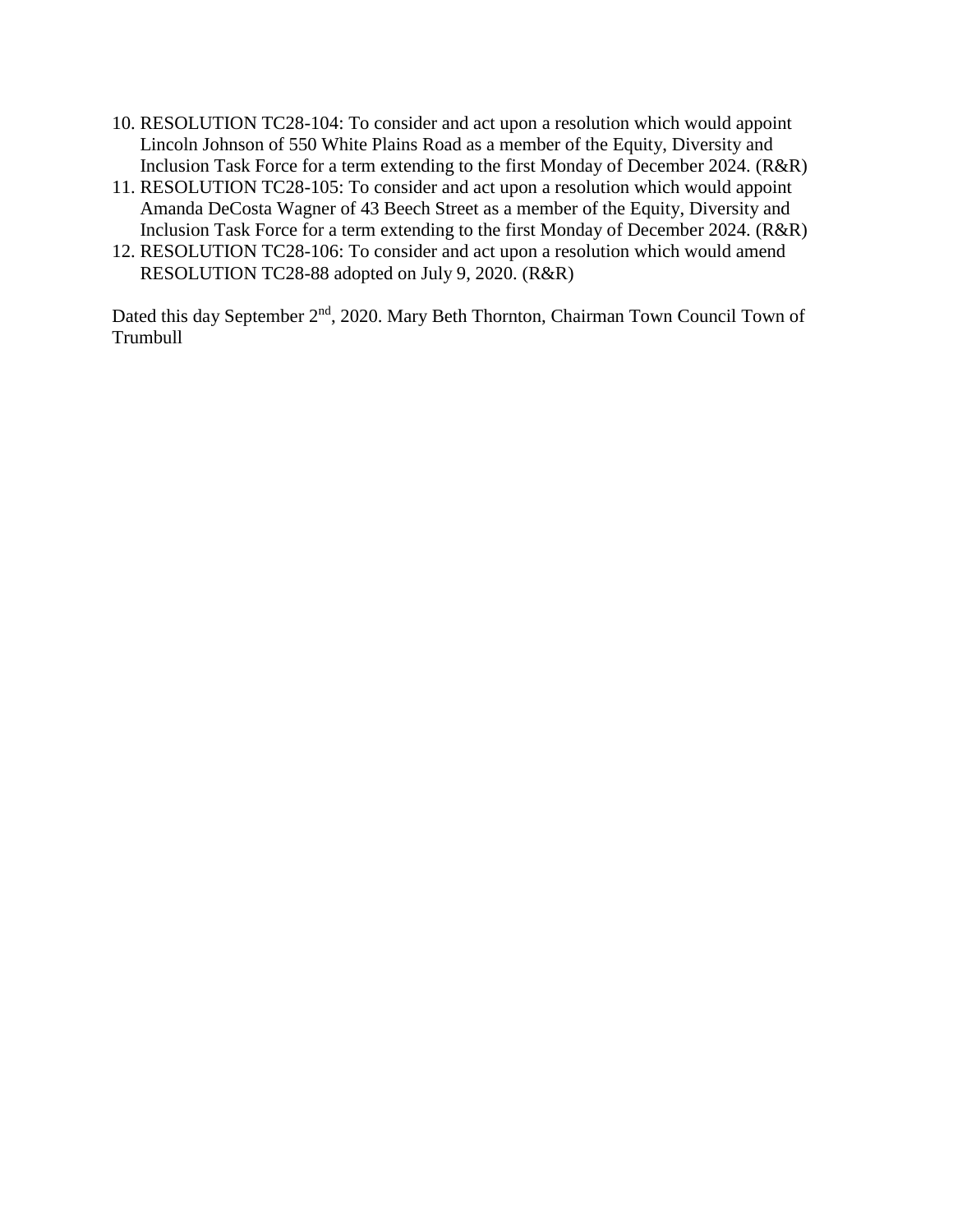10. RESOLUTION TC28-104: To consider and act upon a resolution which would appoint Lincoln Johnson of 550 White Plains Road as a member of the Equity, Diversity and Inclusion Task Force for a term extending to the first Monday of December 2024. (R&R)
11. RESOLUTION TC28-105: To consider and act upon a resolution which would appoint Amanda DeCosta Wagner of 43 Beech Street as a member of the Equity, Diversity and Inclusion Task Force for a term extending to the first Monday of December 2024. (R&R)
12. RESOLUTION TC28-106: To consider and act upon a resolution which would amend RESOLUTION TC28-88 adopted on July 9, 2020. (R&R)

Dated this day September 2nd, 2020. Mary Beth Thornton, Chairman Town Council Town of Trumbull